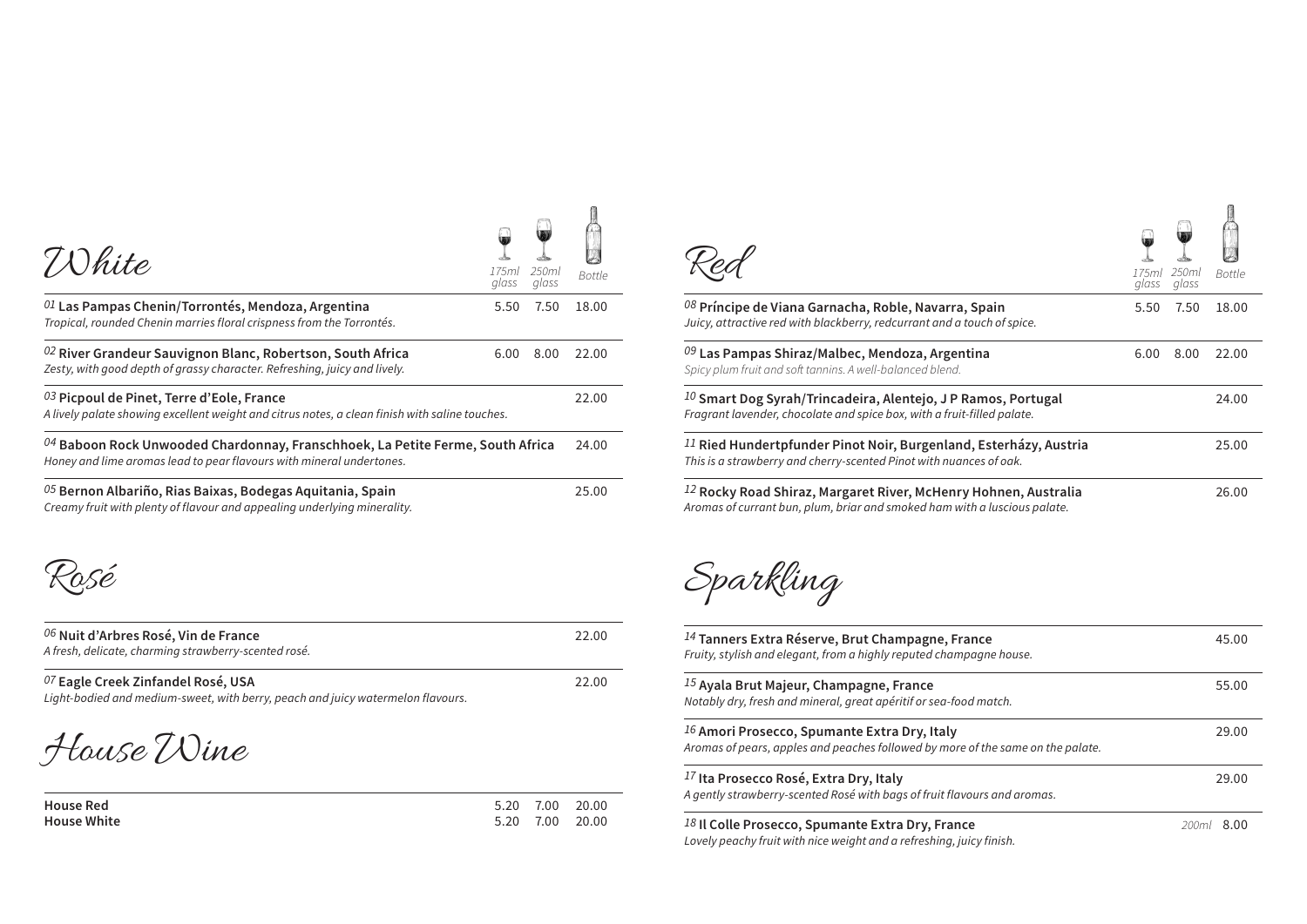## White

| | 175ml glass | 250ml glass | Bottle |
|---|---|---|---|
| [01] **Las Pampas Chenin/Torrontés, Mendoza, Argentina**<br>*Tropical, rounded Chenin marries floral crispness from the Torrontés.* | 5.50 | 7.50 | 18.00 |
| [02] **River Grandeur Sauvignon Blanc, Robertson, South Africa**<br>*Zesty, with good depth of grassy character. Refreshing, juicy and lively.* | 6.00 | 8.00 | 22.00 |
| [03] **Picpoul de Pinet, Terre d'Eole, France**<br>*A lively palate showing excellent weight and citrus notes, a clean finish with saline touches.* | | | 22.00 |
| [04] **Baboon Rock Unwooded Chardonnay, Franschhoek, La Petite Ferme, South Africa**<br>*Honey and lime aromas lead to pear flavours with mineral undertones.* | | | 24.00 |
| [05] **Bernon Albariño, Rias Baixas, Bodegas Aquitania, Spain**<br>*Creamy fruit with plenty of flavour and appealing underlying minerality.* | | | 25.00 |

## Rosé

| | Bottle |
|---|---|
| [06] **Nuit d'Arbres Rosé, Vin de France**<br>*A fresh, delicate, charming strawberry-scented rosé.* | 22.00 |
| [07] **Eagle Creek Zinfandel Rosé, USA**<br>*Light-bodied and medium-sweet, with berry, peach and juicy watermelon flavours.* | 22.00 |

## House Wine

| | 175ml glass | 250ml glass | Bottle |
|---|---|---|---|
| **House Red** | 5.20 | 7.00 | 20.00 |
| **House White** | 5.20 | 7.00 | 20.00 |

## Red

| | 175ml glass | 250ml glass | Bottle |
|---|---|---|---|
| [08] **Príncipe de Viana Garnacha, Roble, Navarra, Spain**<br>*Juicy, attractive red with blackberry, redcurrant and a touch of spice.* | 5.50 | 7.50 | 18.00 |
| [09] **Las Pampas Shiraz/Malbec, Mendoza, Argentina**<br>*Spicy plum fruit and soft tannins. A well-balanced blend.* | 6.00 | 8.00 | 22.00 |
| [10] **Smart Dog Syrah/Trincadeira, Alentejo, J P Ramos, Portugal**<br>*Fragrant lavender, chocolate and spice box, with a fruit-filled palate.* | | | 24.00 |
| [11] **Ried Hundertpfunder Pinot Noir, Burgenland, Esterházy, Austria**<br>*This is a strawberry and cherry-scented Pinot with nuances of oak.* | | | 25.00 |
| [12] **Rocky Road Shiraz, Margaret River, McHenry Hohnen, Australia**<br>*Aromas of currant bun, plum, briar and smoked ham with a luscious palate.* | | | 26.00 |

## Sparkling

| | Bottle |
|---|---|
| [14] **Tanners Extra Réserve, Brut Champagne, France**<br>*Fruity, stylish and elegant, from a highly reputed champagne house.* | 45.00 |
| [15] **Ayala Brut Majeur, Champagne, France**<br>*Notably dry, fresh and mineral, great apéritif or sea-food match.* | 55.00 |
| [16] **Amori Prosecco, Spumante Extra Dry, Italy**<br>*Aromas of pears, apples and peaches followed by more of the same on the palate.* | 29.00 |
| [17] **Ita Prosecco Rosé, Extra Dry, Italy**<br>*A gently strawberry-scented Rosé with bags of fruit flavours and aromas.* | 29.00 |
| [18] **Il Colle Prosecco, Spumante Extra Dry, France**<br>*Lovely peachy fruit with nice weight and a refreshing, juicy finish.* | *200ml* 8.00 |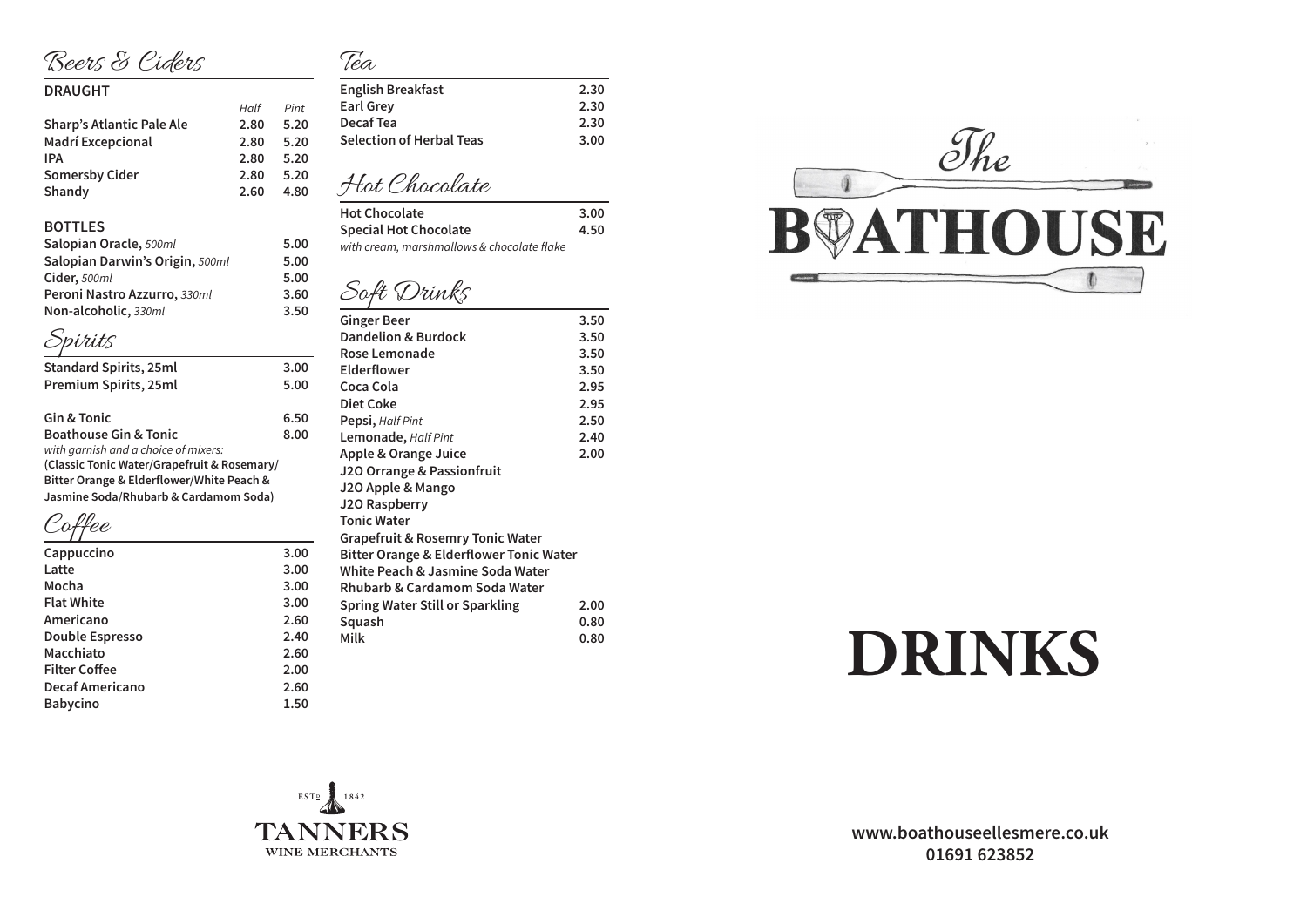## Beers & Ciders

### DRAUGHT

| | Half | Pint |
|---|---|---|
| **Sharp's Atlantic Pale Ale** | 2.80 | 5.20 |
| **Madrí Excepcional** | 2.80 | 5.20 |
| **IPA** | 2.80 | 5.20 |
| **Somersby Cider** | 2.80 | 5.20 |
| **Shandy** | 2.60 | 4.80 |

### BOTTLES

| | |
|---|---|
| **Salopian Oracle,** *500ml* | 5.00 |
| **Salopian Darwin's Origin,** *500ml* | 5.00 |
| **Cider,** *500ml* | 5.00 |
| **Peroni Nastro Azzurro,** *330ml* | 3.60 |
| **Non-alcoholic,** *330ml* | 3.50 |

## Spirits

| | |
|---|---|
| **Standard Spirits, 25ml** | 3.00 |
| **Premium Spirits, 25ml** | 5.00 |

| | |
|---|---|
| **Gin & Tonic** | 6.50 |
| **Boathouse Gin & Tonic** | 8.00 |

*with garnish and a choice of mixers:*
**(Classic Tonic Water/Grapefruit & Rosemary/ Bitter Orange & Elderflower/White Peach & Jasmine Soda/Rhubarb & Cardamom Soda)**

## Coffee

| | |
|---|---|
| **Cappuccino** | 3.00 |
| **Latte** | 3.00 |
| **Mocha** | 3.00 |
| **Flat White** | 3.00 |
| **Americano** | 2.60 |
| **Double Espresso** | 2.40 |
| **Macchiato** | 2.60 |
| **Filter Coffee** | 2.00 |
| **Decaf Americano** | 2.60 |
| **Babycino** | 1.50 |

## Tea

| | |
|---|---|
| **English Breakfast** | 2.30 |
| **Earl Grey** | 2.30 |
| **Decaf Tea** | 2.30 |
| **Selection of Herbal Teas** | 3.00 |

## Hot Chocolate

| | |
|---|---|
| **Hot Chocolate** | 3.00 |
| **Special Hot Chocolate** | 4.50 |

*with cream, marshmallows & chocolate flake*

## Soft Drinks

| | |
|---|---|
| **Ginger Beer** | 3.50 |
| **Dandelion & Burdock** | 3.50 |
| **Rose Lemonade** | 3.50 |
| **Elderflower** | 3.50 |
| **Coca Cola** | 2.95 |
| **Diet Coke** | 2.95 |
| **Pepsi,** *Half Pint* | 2.50 |
| **Lemonade,** *Half Pint* | 2.40 |
| **Apple & Orange Juice** | 2.00 |
| **J2O Orrange & Passionfruit** | |
| **J2O Apple & Mango** | |
| **J2O Raspberry** | |
| **Tonic Water** | |
| **Grapefruit & Rosemry Tonic Water** | |
| **Bitter Orange & Elderflower Tonic Water** | |
| **White Peach & Jasmine Soda Water** | |
| **Rhubarb & Cardamom Soda Water** | |
| **Spring Water Still or Sparkling** | 2.00 |
| **Squash** | 0.80 |
| **Milk** | 0.80 |

ESTD 1842
TANNERS
WINE MERCHANTS

The BOATHOUSE

# DRINKS

**www.boathouseellesmere.co.uk**
**01691 623852**